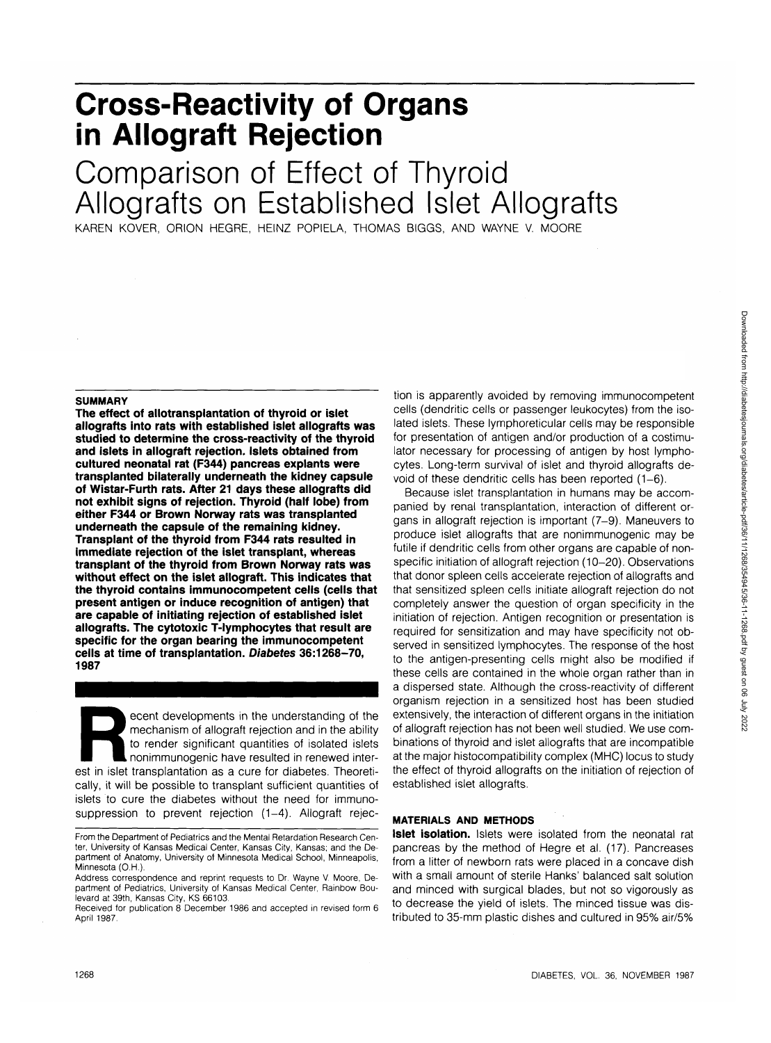# Cross-Reactivity of Organs in Allograft Rejection

## Comparison of Effect of Thyroid Allografts on Established Islet Allografts

KAREN KOVER, ORION HEGRE, HEINZ POPIELA, THOMAS BIGGS, AND WAYNE V. MOORE

### SUMMARY

**The effect of allotransplantation of thyroid or islet allografts into rats with established islet allografts was studied to determine the cross-reactivity of the thyroid and islets in allograft rejection. Islets obtained from cultured neonatal rat (F344) pancreas explants were transplanted bilaterally underneath the kidney capsule of Wistar-Furth rats. After 21 days these allografts did not exhibit signs of rejection. Thyroid (half lobe) from either F344 or Brown Norway rats was transplanted underneath the capsule of the remaining kidney. Transplant of the thyroid from F344 rats resulted in immediate rejection of the islet transplant, whereas transplant of the thyroid from Brown Norway rats was without effect on the islet allograft. This indicates that the thyroid contains immunocompetent cells (cells that present antigen or induce recognition of antigen) that are capable of initiating rejection of established islet allografts. The cytotoxic T-lymphocytes that result are specific for the organ bearing the immunocompetent cells at time of transplantation.** *Diabetes* **36:1268–70, 1987**

Recent developments in the understanding of the mechanism of allograft rejection and in the ability to render significant quantities of isolated islets nonimmunogenic have resulted in renewed interest in islet transplantation as a cure for diabetes. Theoretically, it will be possible to transplant sufficient quantities of islets to cure the diabetes without the need for immunosuppression to prevent rejection (1–4). Allograft rejection is apparently avoided by removing immunocompetent cells (dendritic cells or passenger leukocytes) from the isolated islets. These lymphoreticular cells may be responsible for presentation of antigen and/or production of a costimulator necessary for processing of antigen by host lymphocytes. Long-term survival of islet and thyroid allografts devoid of these dendritic cells has been reported (1–6).

Because islet transplantation in humans may be accompanied by renal transplantation, interaction of different organs in allograft rejection is important (7–9). Maneuvers to produce islet allografts that are nonimmunogenic may be futile if dendritic cells from other organs are capable of nonspecific initiation of allograft rejection (10–20). Observations that donor spleen cells accelerate rejection of allografts and that sensitized spleen cells initiate allograft rejection do not completely answer the question of organ specificity in the initiation of rejection. Antigen recognition or presentation is required for sensitization and may have specificity not observed in sensitized lymphocytes. The response of the host to the antigen-presenting cells might also be modified if these cells are contained in the whole organ rather than in a dispersed state. Although the cross-reactivity of different organism rejection in a sensitized host has been studied extensively, the interaction of different organs in the initiation of allograft rejection has not been well studied. We use combinations of thyroid and islet allografts that are incompatible at the major histocompatibility complex (MHC) locus to study the effect of thyroid allografts on the initiation of rejection of established islet allografts.

### MATERIALS AND METHODS

**Islet isolation.** Islets were isolated from the neonatal rat pancreas by the method of Hegre et al. (17). Pancreases from a litter of newborn rats were placed in a concave dish with a small amount of sterile Hanks' balanced salt solution and minced with surgical blades, but not so vigorously as to decrease the yield of islets. The minced tissue was distributed to 35-mm plastic dishes and cultured in 95% air/5%

From the Department of Pediatrics and the Mental Retardation Research Center, University of Kansas Medical Center, Kansas City, Kansas; and the Department of Anatomy, University of Minnesota Medical School, Minneapolis, Minnesota (O.H.).

Address correspondence and reprint requests to Dr. Wayne V. Moore, Department of Pediatrics, University of Kansas Medical Center, Rainbow Boulevard at 39th, Kansas City, KS 66103.

Received for publication 8 December 1986 and accepted in revised form 6 April 1987.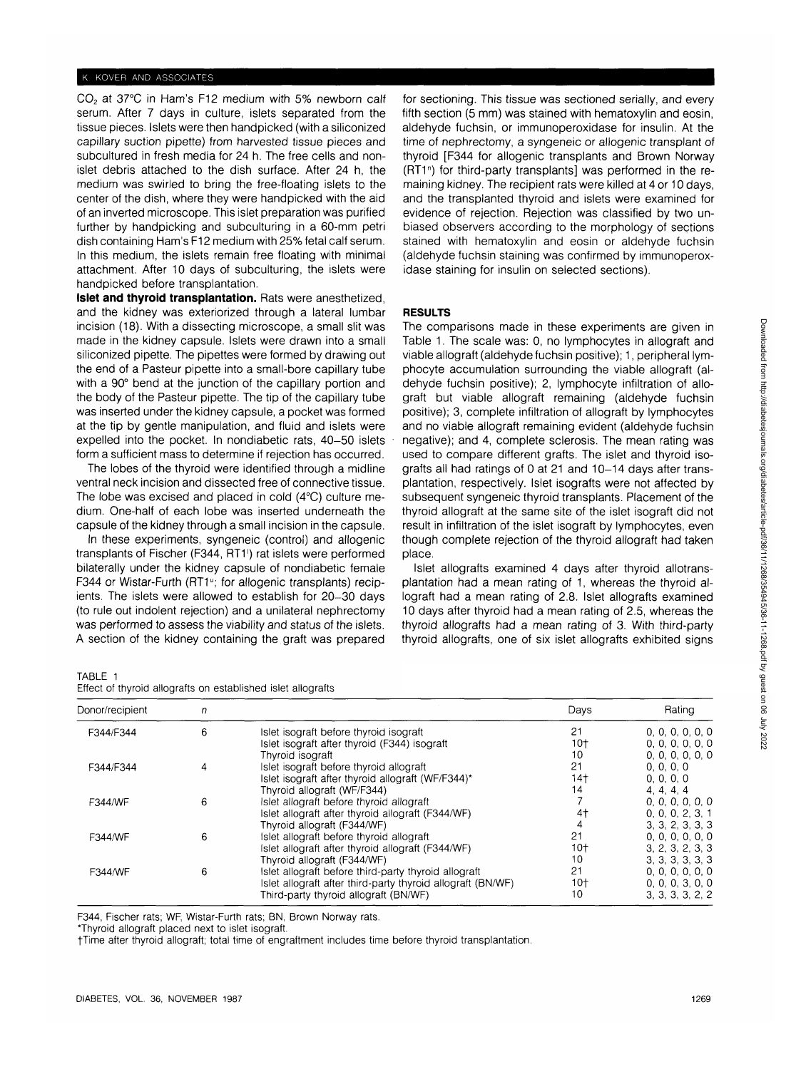$CO_2$ at 37°C in Ham's F12 medium with 5% newborn calf serum. After 7 days in culture, islets separated from the tissue pieces. Islets were then handpicked (with a siliconized capillary suction pipette) from harvested tissue pieces and subcultured in fresh media for 24 h. The free cells and nonislet debris attached to the dish surface. After 24 h, the medium was swirled to bring the free-floating islets to the center of the dish, where they were handpicked with the aid of an inverted microscope. This islet preparation was purified further by handpicking and subculturing in a 60-mm petri dish containing Ham's F12 medium with 25% fetal calf serum. In this medium, the islets remain free floating with minimal attachment. After 10 days of subculturing, the islets were handpicked before transplantation.

**Islet and thyroid transplantation.** Rats were anesthetized, and the kidney was exteriorized through a lateral lumbar incision (18). With a dissecting microscope, a small slit was made in the kidney capsule. Islets were drawn into a small siliconized pipette. The pipettes were formed by drawing out the end of a Pasteur pipette into a small-bore capillary tube with a 90° bend at the junction of the capillary portion and the body of the Pasteur pipette. The tip of the capillary tube was inserted under the kidney capsule, a pocket was formed at the tip by gentle manipulation, and fluid and islets were expelled into the pocket. In nondiabetic rats, 40–50 islets form a sufficient mass to determine if rejection has occurred.

The lobes of the thyroid were identified through a midline ventral neck incision and dissected free of connective tissue. The lobe was excised and placed in cold (4°C) culture medium. One-half of each lobe was inserted underneath the capsule of the kidney through a small incision in the capsule.

In these experiments, syngeneic (control) and allogenic transplants of Fischer (F344, $RT1^l$) rat islets were performed bilaterally under the kidney capsule of nondiabetic female F344 or Wistar-Furth ($RT1^u$; for allogenic transplants) recipients. The islets were allowed to establish for 20–30 days (to rule out indolent rejection) and a unilateral nephrectomy was performed to assess the viability and status of the islets. A section of the kidney containing the graft was prepared for sectioning. This tissue was sectioned serially, and every fifth section (5 mm) was stained with hematoxylin and eosin, aldehyde fuchsin, or immunoperoxidase for insulin. At the time of nephrectomy, a syngeneic or allogenic transplant of thyroid [F344 for allogenic transplants and Brown Norway ($RT1^n$) for third-party transplants] was performed in the remaining kidney. The recipient rats were killed at 4 or 10 days, and the transplanted thyroid and islets were examined for evidence of rejection. Rejection was classified by two unbiased observers according to the morphology of sections stained with hematoxylin and eosin or aldehyde fuchsin (aldehyde fuchsin staining was confirmed by immunoperoxidase staining for insulin on selected sections).

## RESULTS

The comparisons made in these experiments are given in Table 1. The scale was: 0, no lymphocytes in allograft and viable allograft (aldehyde fuchsin positive); 1, peripheral lymphocyte accumulation surrounding the viable allograft (aldehyde fuchsin positive); 2, lymphocyte infiltration of allograft but viable allograft remaining (aldehyde fuchsin positive); 3, complete infiltration of allograft by lymphocytes and no viable allograft remaining evident (aldehyde fuchsin negative); and 4, complete sclerosis. The mean rating was used to compare different grafts. The islet and thyroid isografts all had ratings of 0 at 21 and 10–14 days after transplantation, respectively. Islet isografts were not affected by subsequent syngeneic thyroid transplants. Placement of the thyroid allograft at the same site of the islet isograft did not result in infiltration of the islet isograft by lymphocytes, even though complete rejection of the thyroid allograft had taken place.

Islet allografts examined 4 days after thyroid allotransplantation had a mean rating of 1, whereas the thyroid allograft had a mean rating of 2.8. Islet allografts examined 10 days after thyroid had a mean rating of 2.5, whereas the thyroid allografts had a mean rating of 3. With third-party thyroid allografts, one of six islet allografts exhibited signs

TABLE 1
Effect of thyroid allografts on established islet allografts

| Donor/recipient | n | | Days | Rating |
|---|---|---|---|---|
| F344/F344 | 6 | Islet isograft before thyroid isograft | 21 | 0, 0, 0, 0, 0, 0 |
| | | Islet isograft after thyroid (F344) isograft | 10† | 0, 0, 0, 0, 0, 0 |
| | | Thyroid isograft | 10 | 0, 0, 0, 0, 0, 0 |
| F344/F344 | 4 | Islet isograft before thyroid allograft | 21 | 0, 0, 0, 0 |
| | | Islet isograft after thyroid allograft (WF/F344)* | 14† | 0, 0, 0, 0 |
| | | Thyroid allograft (WF/F344) | 14 | 4, 4, 4, 4 |
| F344/WF | 6 | Islet allograft before thyroid allograft | 7 | 0, 0, 0, 0, 0, 0 |
| | | Islet allograft after thyroid allograft (F344/WF) | 4† | 0, 0, 0, 2, 3, 1 |
| | | Thyroid allograft (F344/WF) | 4 | 3, 3, 2, 3, 3, 3 |
| F344/WF | 6 | Islet allograft before thyroid allograft | 21 | 0, 0, 0, 0, 0, 0 |
| | | Islet allograft after thyroid allograft (F344/WF) | 10† | 3, 2, 3, 2, 3, 3 |
| | | Thyroid allograft (F344/WF) | 10 | 3, 3, 3, 3, 3, 3 |
| F344/WF | 6 | Islet allograft before third-party thyroid allograft | 21 | 0, 0, 0, 0, 0, 0 |
| | | Islet allograft after third-party thyroid allograft (BN/WF) | 10† | 0, 0, 0, 3, 0, 0 |
| | | Third-party thyroid allograft (BN/WF) | 10 | 3, 3, 3, 3, 2, 2 |

F344, Fischer rats; WF, Wistar-Furth rats; BN, Brown Norway rats.
*Thyroid allograft placed next to islet isograft.
†Time after thyroid allograft; total time of engraftment includes time before thyroid transplantation.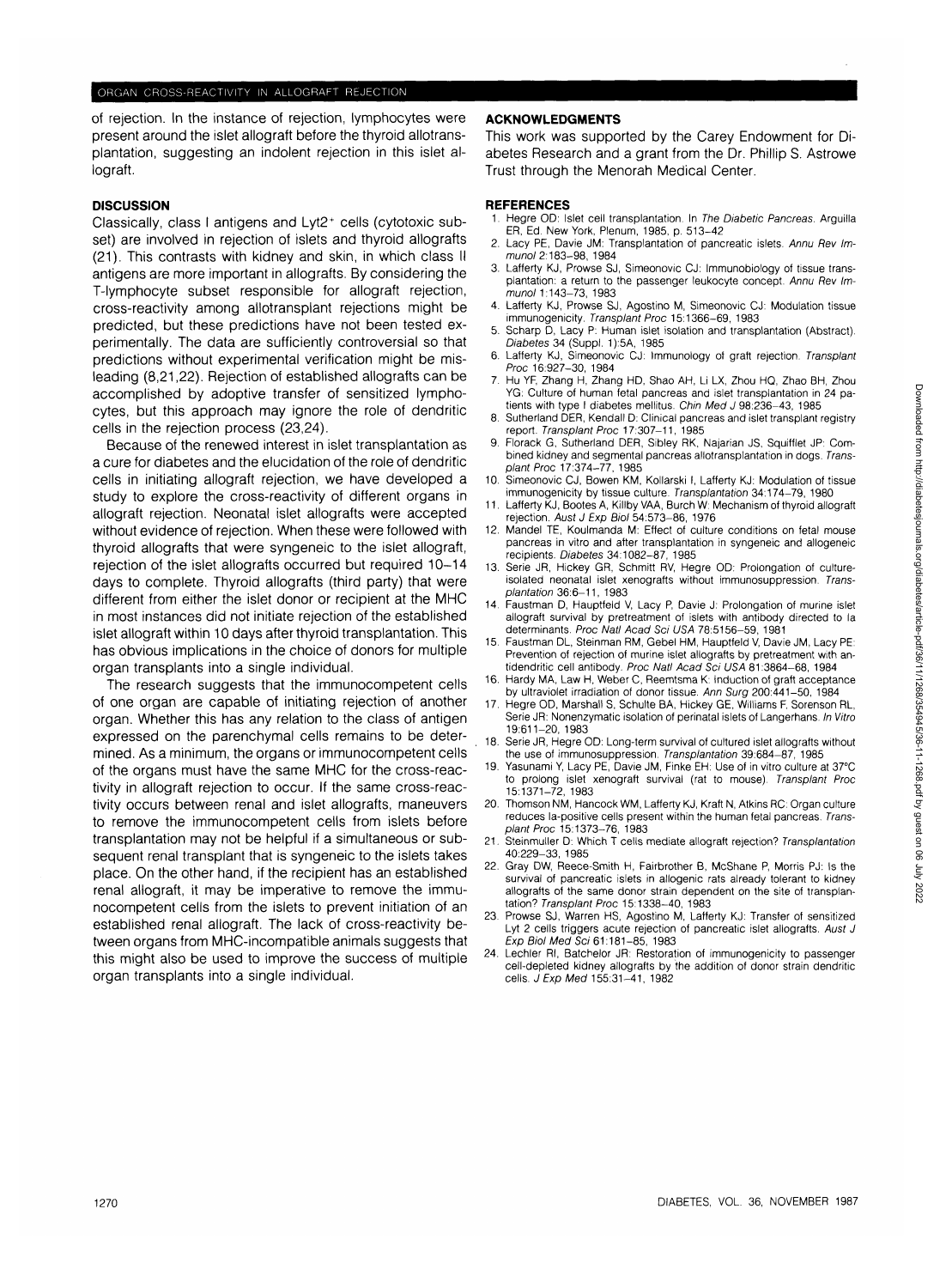of rejection. In the instance of rejection, lymphocytes were present around the islet allograft before the thyroid allotransplantation, suggesting an indolent rejection in this islet allograft.

## DISCUSSION

Classically, class I antigens and Lyt2+ cells (cytotoxic subset) are involved in rejection of islets and thyroid allografts (21). This contrasts with kidney and skin, in which class II antigens are more important in allografts. By considering the T-lymphocyte subset responsible for allograft rejection, cross-reactivity among allotransplant rejections might be predicted, but these predictions have not been tested experimentally. The data are sufficiently controversial so that predictions without experimental verification might be misleading (8,21,22). Rejection of established allografts can be accomplished by adoptive transfer of sensitized lymphocytes, but this approach may ignore the role of dendritic cells in the rejection process (23,24).

Because of the renewed interest in islet transplantation as a cure for diabetes and the elucidation of the role of dendritic cells in initiating allograft rejection, we have developed a study to explore the cross-reactivity of different organs in allograft rejection. Neonatal islet allografts were accepted without evidence of rejection. When these were followed with thyroid allografts that were syngeneic to the islet allograft, rejection of the islet allografts occurred but required 10–14 days to complete. Thyroid allografts (third party) that were different from either the islet donor or recipient at the MHC in most instances did not initiate rejection of the established islet allograft within 10 days after thyroid transplantation. This has obvious implications in the choice of donors for multiple organ transplants into a single individual.

The research suggests that the immunocompetent cells of one organ are capable of initiating rejection of another organ. Whether this has any relation to the class of antigen expressed on the parenchymal cells remains to be determined. As a minimum, the organs or immunocompetent cells of the organs must have the same MHC for the cross-reactivity in allograft rejection to occur. If the same cross-reactivity occurs between renal and islet allografts, maneuvers to remove the immunocompetent cells from islets before transplantation may not be helpful if a simultaneous or subsequent renal transplant that is syngeneic to the islets takes place. On the other hand, if the recipient has an established renal allograft, it may be imperative to remove the immunocompetent cells from the islets to prevent initiation of an established renal allograft. The lack of cross-reactivity between organs from MHC-incompatible animals suggests that this might also be used to improve the success of multiple organ transplants into a single individual.

## ACKNOWLEDGMENTS

This work was supported by the Carey Endowment for Diabetes Research and a grant from the Dr. Phillip S. Astrowe Trust through the Menorah Medical Center.

## REFERENCES

1. Hegre OD: Islet cell transplantation. In *The Diabetic Pancreas*. Arguilla ER, Ed. New York, Plenum, 1985, p. 513–42
2. Lacy PE, Davie JM: Transplantation of pancreatic islets. *Annu Rev Immunol* 2:183–98, 1984
3. Lafferty KJ, Prowse SJ, Simeonovic CJ: Immunobiology of tissue transplantation: a return to the passenger leukocyte concept. *Annu Rev Immunol* 1:143–73, 1983
4. Lafferty KJ, Prowse SJ, Agostino M, Simeonovic CJ: Modulation tissue immunogenicity. *Transplant Proc* 15:1366–69, 1983
5. Scharp D, Lacy P: Human islet isolation and transplantation (Abstract). *Diabetes* 34 (Suppl. 1):5A, 1985
6. Lafferty KJ, Simeonovic CJ: Immunology of graft rejection. *Transplant Proc* 16:927–30, 1984
7. Hu YF, Zhang H, Zhang HD, Shao AH, Li LX, Zhou HQ, Zhao BH, Zhou YG: Culture of human fetal pancreas and islet transplantation in 24 patients with type I diabetes mellitus. *Chin Med J* 98:236–43, 1985
8. Sutherland DER, Kendall D: Clinical pancreas and islet transplant registry report. *Transplant Proc* 17:307–11, 1985
9. Florack G, Sutherland DER, Sibley RK, Najarian JS, Squifflet JP: Combined kidney and segmental pancreas allotransplantation in dogs. *Transplant Proc* 17:374–77, 1985
10. Simeonovic CJ, Bowen KM, Kollarski I, Lafferty KJ: Modulation of tissue immunogenicity by tissue culture. *Transplantation* 34:174–79, 1980
11. Lafferty KJ, Bootes A, Killby VAA, Burch W: Mechanism of thyroid allograft rejection. *Aust J Exp Biol* 54:573–86, 1976
12. Mandel TE, Koulmanda M: Effect of culture conditions on fetal mouse pancreas in vitro and after transplantation in syngeneic and allogeneic recipients. *Diabetes* 34:1082–87, 1985
13. Serie JR, Hickey GR, Schmitt RV, Hegre OD: Prolongation of culture-isolated neonatal islet xenografts without immunosuppression. *Transplantation* 36:6–11, 1983
14. Faustman D, Hauptfeld V, Lacy P, Davie J: Prolongation of murine islet allograft survival by pretreatment of islets with antibody directed to Ia determinants. *Proc Natl Acad Sci USA* 78:5156–59, 1981
15. Faustman DL, Steinman RM, Gebel HM, Hauptfeld V, Davie JM, Lacy PE: Prevention of rejection of murine islet allografts by pretreatment with antidendritic cell antibody. *Proc Natl Acad Sci USA* 81:3864–68, 1984
16. Hardy MA, Law H, Weber C, Reemtsma K: Induction of graft acceptance by ultraviolet irradiation of donor tissue. *Ann Surg* 200:441–50, 1984
17. Hegre OD, Marshall S, Schulte BA, Hickey GE, Williams F, Sorenson RL, Serie JR: Nonenzymatic isolation of perinatal islets of Langerhans. *In Vitro* 19:611–20, 1983
18. Serie JR, Hegre OD: Long-term survival of cultured islet allografts without the use of immunosuppression. *Transplantation* 39:684–87, 1985
19. Yasunami Y, Lacy PE, Davie JM, Finke EH: Use of in vitro culture at 37°C to prolong islet xenograft survival (rat to mouse). *Transplant Proc* 15:1371–72, 1983
20. Thomson NM, Hancock WM, Lafferty KJ, Kraft N, Atkins RC: Organ culture reduces Ia-positive cells present within the human fetal pancreas. *Transplant Proc* 15:1373–76, 1983
21. Steinmuller D: Which T cells mediate allograft rejection? *Transplantation* 40:229–33, 1985
22. Gray DW, Reece-Smith H, Fairbrother B, McShane P, Morris PJ: Is the survival of pancreatic islets in allogenic rats already tolerant to kidney allografts of the same donor strain dependent on the site of transplantation? *Transplant Proc* 15:1338–40, 1983
23. Prowse SJ, Warren HS, Agostino M, Lafferty KJ: Transfer of sensitized Lyt 2 cells triggers acute rejection of pancreatic islet allografts. *Aust J Exp Biol Med Sci* 61:181–85, 1983
24. Lechler RI, Batchelor JR: Restoration of immunogenicity to passenger cell-depleted kidney allografts by the addition of donor strain dendritic cells. *J Exp Med* 155:31–41, 1982